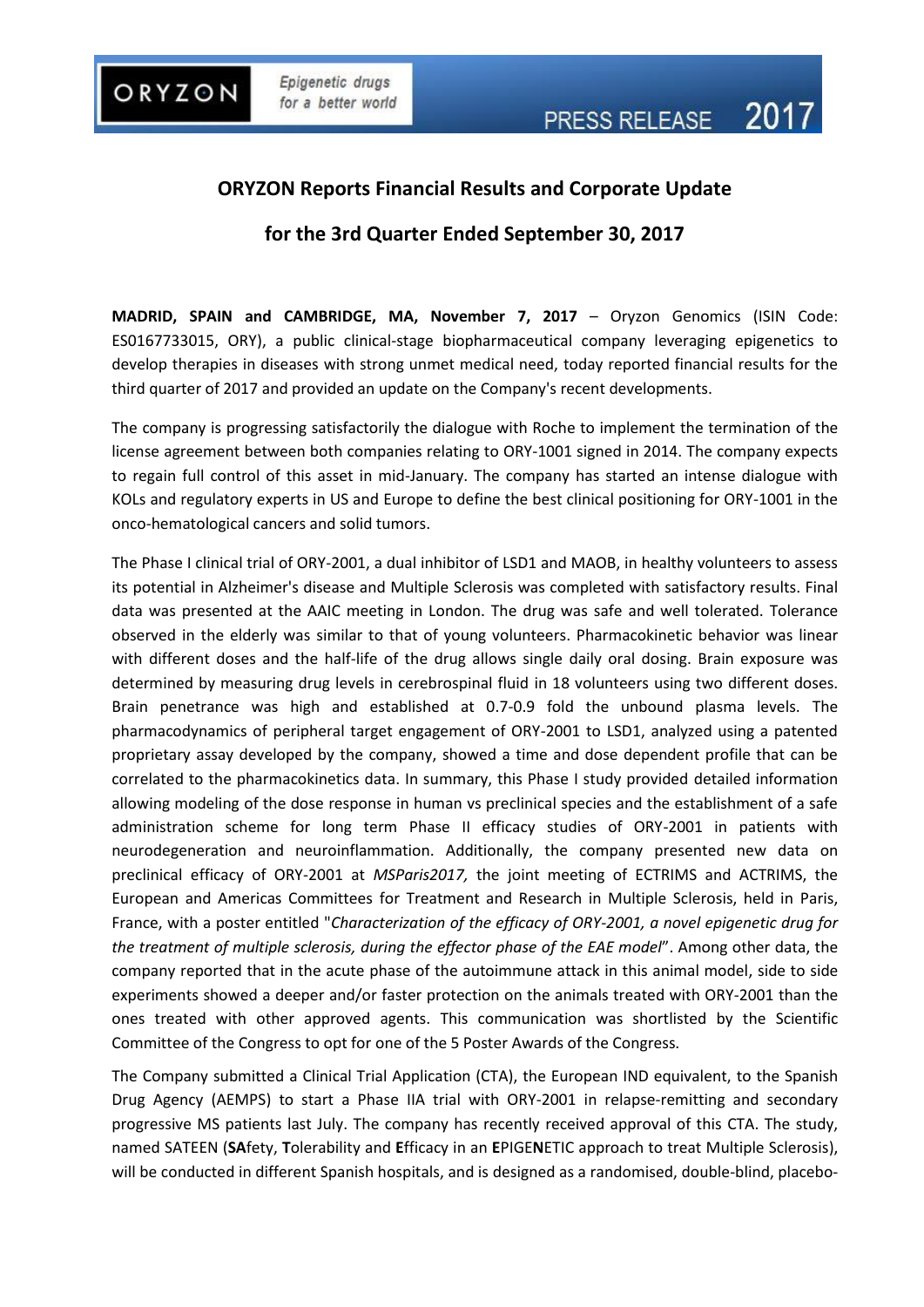# ORYZON Reports Financial Results and Corporate Update

# for the 3rd Quarter Ended September 30, 2017

**MADRID, SPAIN and CAMBRIDGE, MA, November 7, 2017** – Oryzon Genomics (ISIN Code: ES0167733015, ORY), a public clinical-stage biopharmaceutical company leveraging epigenetics to develop therapies in diseases with strong unmet medical need, today reported financial results for the third quarter of 2017 and provided an update on the Company's recent developments.

The company is progressing satisfactorily the dialogue with Roche to implement the termination of the license agreement between both companies relating to ORY-1001 signed in 2014. The company expects to regain full control of this asset in mid-January. The company has started an intense dialogue with KOLs and regulatory experts in US and Europe to define the best clinical positioning for ORY-1001 in the onco-hematological cancers and solid tumors.

The Phase I clinical trial of ORY-2001, a dual inhibitor of LSD1 and MAOB, in healthy volunteers to assess its potential in Alzheimer's disease and Multiple Sclerosis was completed with satisfactory results. Final data was presented at the AAIC meeting in London. The drug was safe and well tolerated. Tolerance observed in the elderly was similar to that of young volunteers. Pharmacokinetic behavior was linear with different doses and the half-life of the drug allows single daily oral dosing. Brain exposure was determined by measuring drug levels in cerebrospinal fluid in 18 volunteers using two different doses. Brain penetrance was high and established at 0.7-0.9 fold the unbound plasma levels. The pharmacodynamics of peripheral target engagement of ORY-2001 to LSD1, analyzed using a patented proprietary assay developed by the company, showed a time and dose dependent profile that can be correlated to the pharmacokinetics data. In summary, this Phase I study provided detailed information allowing modeling of the dose response in human vs preclinical species and the establishment of a safe administration scheme for long term Phase II efficacy studies of ORY-2001 in patients with neurodegeneration and neuroinflammation. Additionally, the company presented new data on preclinical efficacy of ORY-2001 at *MSParis2017,* the joint meeting of ECTRIMS and ACTRIMS, the European and Americas Committees for Treatment and Research in Multiple Sclerosis, held in Paris, France, with a poster entitled "*Characterization of the efficacy of ORY-2001, a novel epigenetic drug for the treatment of multiple sclerosis, during the effector phase of the EAE model*". Among other data, the company reported that in the acute phase of the autoimmune attack in this animal model, side to side experiments showed a deeper and/or faster protection on the animals treated with ORY-2001 than the ones treated with other approved agents. This communication was shortlisted by the Scientific Committee of the Congress to opt for one of the 5 Poster Awards of the Congress.

The Company submitted a Clinical Trial Application (CTA), the European IND equivalent, to the Spanish Drug Agency (AEMPS) to start a Phase IIA trial with ORY-2001 in relapse-remitting and secondary progressive MS patients last July. The company has recently received approval of this CTA. The study, named SATEEN (**SA**fety, **T**olerability and **E**fficacy in an **E**PIGE**N**ETIC approach to treat Multiple Sclerosis), will be conducted in different Spanish hospitals, and is designed as a randomised, double-blind, placebo-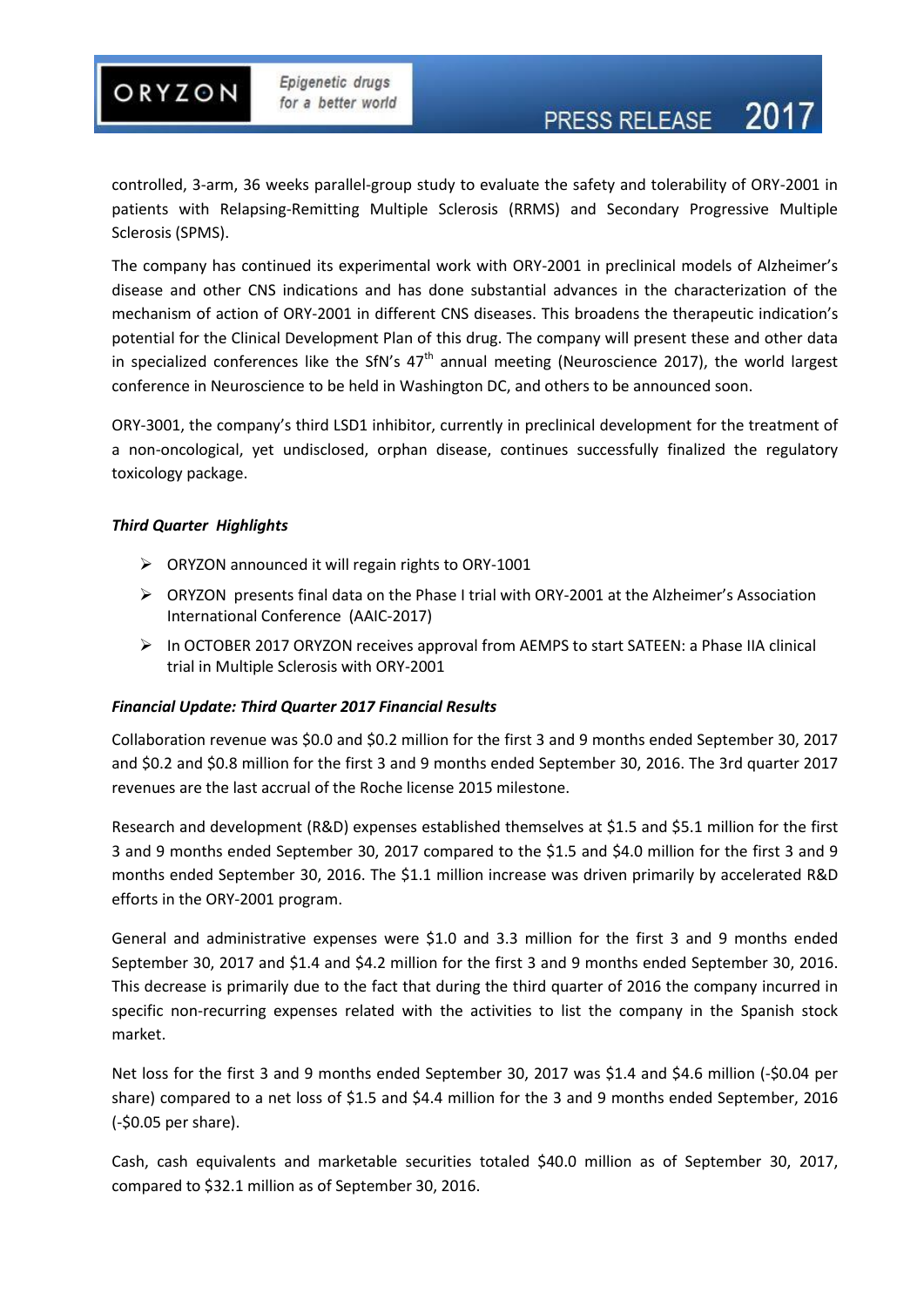controlled, 3-arm, 36 weeks parallel-group study to evaluate the safety and tolerability of ORY-2001 in patients with Relapsing-Remitting Multiple Sclerosis (RRMS) and Secondary Progressive Multiple Sclerosis (SPMS).

The company has continued its experimental work with ORY-2001 in preclinical models of Alzheimer's disease and other CNS indications and has done substantial advances in the characterization of the mechanism of action of ORY-2001 in different CNS diseases. This broadens the therapeutic indication's potential for the Clinical Development Plan of this drug. The company will present these and other data in specialized conferences like the SfN's 47th annual meeting (Neuroscience 2017), the world largest conference in Neuroscience to be held in Washington DC, and others to be announced soon.

ORY-3001, the company's third LSD1 inhibitor, currently in preclinical development for the treatment of a non-oncological, yet undisclosed, orphan disease, continues successfully finalized the regulatory toxicology package.

***Third Quarter Highlights***

- ORYZON announced it will regain rights to ORY-1001
- ORYZON presents final data on the Phase I trial with ORY-2001 at the Alzheimer's Association International Conference (AAIC-2017)
- In OCTOBER 2017 ORYZON receives approval from AEMPS to start SATEEN: a Phase IIA clinical trial in Multiple Sclerosis with ORY-2001

***Financial Update: Third Quarter 2017 Financial Results***

Collaboration revenue was $0.0 and $0.2 million for the first 3 and 9 months ended September 30, 2017 and $0.2 and $0.8 million for the first 3 and 9 months ended September 30, 2016. The 3rd quarter 2017 revenues are the last accrual of the Roche license 2015 milestone.

Research and development (R&D) expenses established themselves at $1.5 and $5.1 million for the first 3 and 9 months ended September 30, 2017 compared to the $1.5 and $4.0 million for the first 3 and 9 months ended September 30, 2016. The $1.1 million increase was driven primarily by accelerated R&D efforts in the ORY-2001 program.

General and administrative expenses were $1.0 and 3.3 million for the first 3 and 9 months ended September 30, 2017 and $1.4 and $4.2 million for the first 3 and 9 months ended September 30, 2016. This decrease is primarily due to the fact that during the third quarter of 2016 the company incurred in specific non-recurring expenses related with the activities to list the company in the Spanish stock market.

Net loss for the first 3 and 9 months ended September 30, 2017 was $1.4 and $4.6 million (-$0.04 per share) compared to a net loss of $1.5 and $4.4 million for the 3 and 9 months ended September, 2016 (-$0.05 per share).

Cash, cash equivalents and marketable securities totaled $40.0 million as of September 30, 2017, compared to $32.1 million as of September 30, 2016.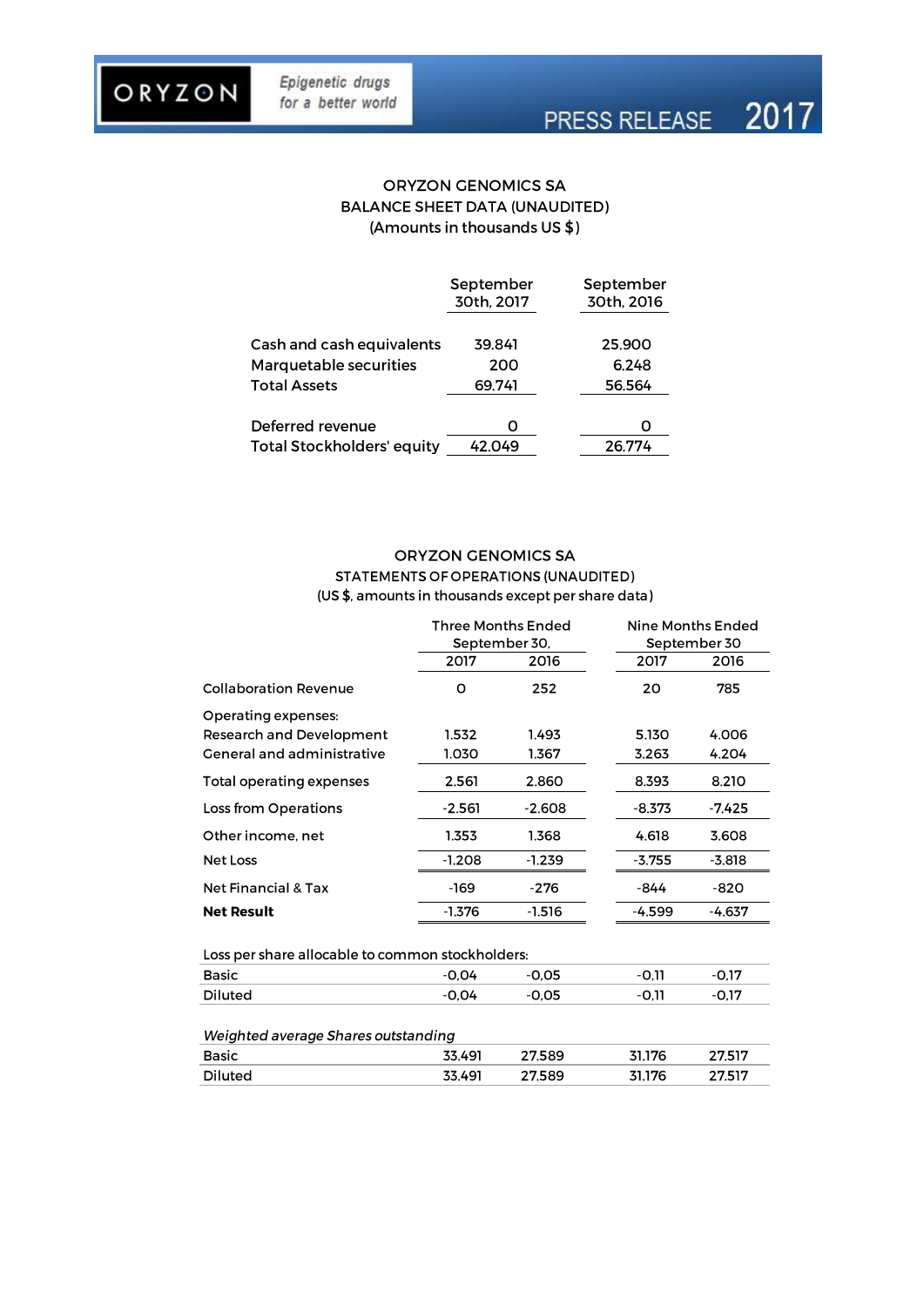ORYZON GENOMICS SA
BALANCE SHEET DATA (UNAUDITED)
(Amounts in thousands US $)

| | September 30th, 2017 | September 30th, 2016 |
|---|---|---|
| Cash and cash equivalents | 39.841 | 25.900 |
| Marquetable securities | 200 | 6.248 |
| Total Assets | 69.741 | 56.564 |
| Deferred revenue | 0 | 0 |
| Total Stockholders' equity | 42.049 | 26.774 |

ORYZON GENOMICS SA
STATEMENTS OF OPERATIONS (UNAUDITED)
(US $, amounts in thousands except per share data)

| | Three Months Ended September 30, | | Nine Months Ended September 30 | |
|---|---|---|---|---|
| | 2017 | 2016 | 2017 | 2016 |
| Collaboration Revenue | 0 | 252 | 20 | 785 |
| Operating expenses: | | | | |
| Research and Development | 1.532 | 1.493 | 5.130 | 4.006 |
| General and administrative | 1.030 | 1.367 | 3.263 | 4.204 |
| Total operating expenses | 2.561 | 2.860 | 8.393 | 8.210 |
| Loss from Operations | -2.561 | -2.608 | -8.373 | -7.425 |
| Other income, net | 1.353 | 1.368 | 4.618 | 3.608 |
| Net Loss | -1.208 | -1.239 | -3.755 | -3.818 |
| Net Financial & Tax | -169 | -276 | -844 | -820 |
| **Net Result** | -1.376 | -1.516 | -4.599 | -4.637 |
| Loss per share allocable to common stockholders: | | | | |
| Basic | -0,04 | -0,05 | -0,11 | -0,17 |
| Diluted | -0,04 | -0,05 | -0,11 | -0,17 |
| *Weighted average Shares outstanding* | | | | |
| Basic | 33.491 | 27.589 | 31.176 | 27.517 |
| Diluted | 33.491 | 27.589 | 31.176 | 27.517 |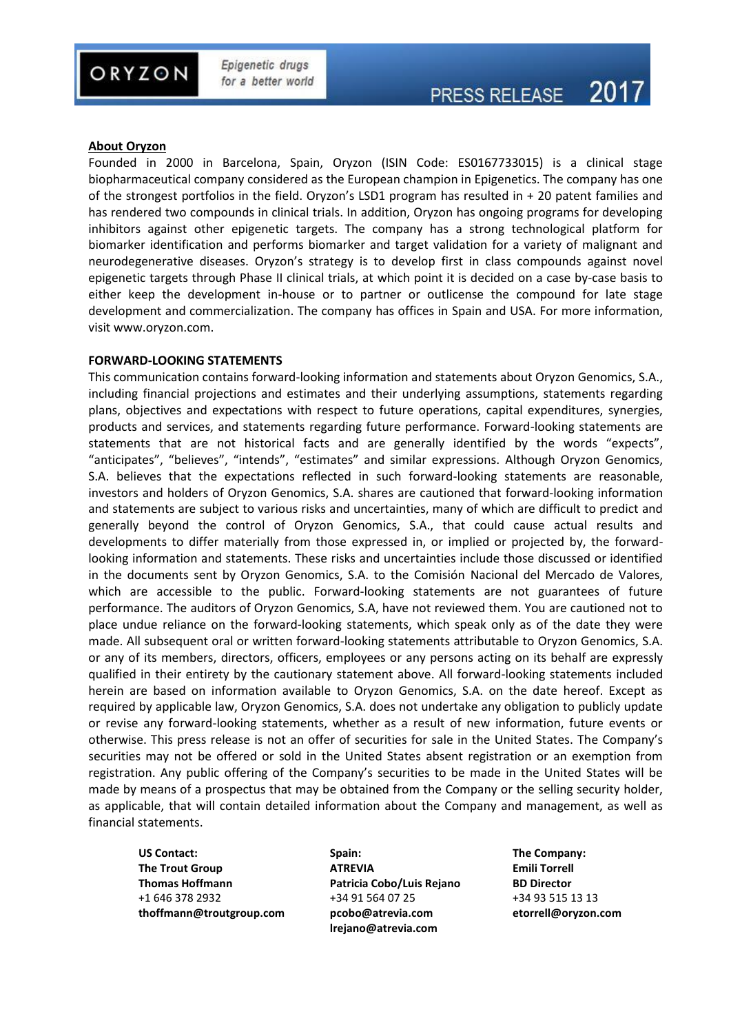**About Oryzon**

Founded in 2000 in Barcelona, Spain, Oryzon (ISIN Code: ES0167733015) is a clinical stage biopharmaceutical company considered as the European champion in Epigenetics. The company has one of the strongest portfolios in the field. Oryzon's LSD1 program has resulted in + 20 patent families and has rendered two compounds in clinical trials. In addition, Oryzon has ongoing programs for developing inhibitors against other epigenetic targets. The company has a strong technological platform for biomarker identification and performs biomarker and target validation for a variety of malignant and neurodegenerative diseases. Oryzon's strategy is to develop first in class compounds against novel epigenetic targets through Phase II clinical trials, at which point it is decided on a case by-case basis to either keep the development in-house or to partner or outlicense the compound for late stage development and commercialization. The company has offices in Spain and USA. For more information, visit www.oryzon.com.

**FORWARD-LOOKING STATEMENTS**

This communication contains forward-looking information and statements about Oryzon Genomics, S.A., including financial projections and estimates and their underlying assumptions, statements regarding plans, objectives and expectations with respect to future operations, capital expenditures, synergies, products and services, and statements regarding future performance. Forward-looking statements are statements that are not historical facts and are generally identified by the words "expects", "anticipates", "believes", "intends", "estimates" and similar expressions. Although Oryzon Genomics, S.A. believes that the expectations reflected in such forward-looking statements are reasonable, investors and holders of Oryzon Genomics, S.A. shares are cautioned that forward-looking information and statements are subject to various risks and uncertainties, many of which are difficult to predict and generally beyond the control of Oryzon Genomics, S.A., that could cause actual results and developments to differ materially from those expressed in, or implied or projected by, the forward-looking information and statements. These risks and uncertainties include those discussed or identified in the documents sent by Oryzon Genomics, S.A. to the Comisión Nacional del Mercado de Valores, which are accessible to the public. Forward-looking statements are not guarantees of future performance. The auditors of Oryzon Genomics, S.A, have not reviewed them. You are cautioned not to place undue reliance on the forward-looking statements, which speak only as of the date they were made. All subsequent oral or written forward-looking statements attributable to Oryzon Genomics, S.A. or any of its members, directors, officers, employees or any persons acting on its behalf are expressly qualified in their entirety by the cautionary statement above. All forward-looking statements included herein are based on information available to Oryzon Genomics, S.A. on the date hereof. Except as required by applicable law, Oryzon Genomics, S.A. does not undertake any obligation to publicly update or revise any forward-looking statements, whether as a result of new information, future events or otherwise. This press release is not an offer of securities for sale in the United States. The Company's securities may not be offered or sold in the United States absent registration or an exemption from registration. Any public offering of the Company's securities to be made in the United States will be made by means of a prospectus that may be obtained from the Company or the selling security holder, as applicable, that will contain detailed information about the Company and management, as well as financial statements.

**US Contact:**
**The Trout Group**
**Thomas Hoffmann**
+1 646 378 2932
**thoffmann@troutgroup.com**

**Spain:**
**ATREVIA**
**Patricia Cobo/Luis Rejano**
+34 91 564 07 25
**pcobo@atrevia.com**
**lrejano@atrevia.com**

**The Company:**
**Emili Torrell**
**BD Director**
+34 93 515 13 13
**etorrell@oryzon.com**